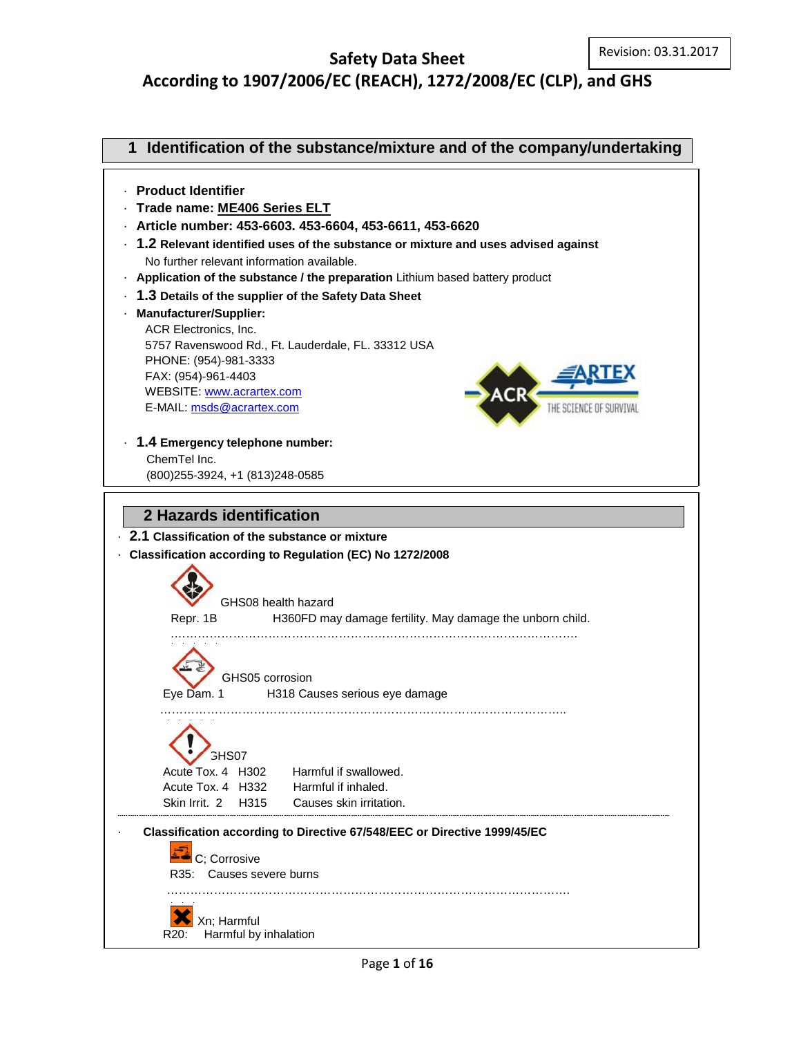# Safety Data Sheet

# According to 1907/2006/EC (REACH), 1272/2008/EC (CLP), and GHS

Revision: 03.31.2017

## 1 Identification of the substance/mixture and of the company/undertaking

- **Product Identifier**
- **Trade name: ME406 Series ELT**
- **Article number: 453-6603. 453-6604, 453-6611, 453-6620**
- **1.2 Relevant identified uses of the substance or mixture and uses advised against**
  No further relevant information available.
- **Application of the substance / the preparation** Lithium based battery product
- **1.3 Details of the supplier of the Safety Data Sheet**
- **Manufacturer/Supplier:**
  ACR Electronics, Inc.
  5757 Ravenswood Rd., Ft. Lauderdale, FL. 33312 USA
  PHONE: (954)-981-3333
  FAX: (954)-961-4403
  WEBSITE: www.acrartex.com
  E-MAIL: msds@acrartex.com
- **1.4 Emergency telephone number:**
  ChemTel Inc.
  (800)255-3924, +1 (813)248-0585

## 2 Hazards identification

- **2.1 Classification of the substance or mixture**
- **Classification according to Regulation (EC) No 1272/2008**

GHS08 health hazard

Repr. 1B H360FD may damage fertility. May damage the unborn child.

GHS05 corrosion

Eye Dam. 1 H318 Causes serious eye damage

GHS07

| | | |
|---|---|---|
| Acute Tox. 4 | H302 | Harmful if swallowed. |
| Acute Tox. 4 | H332 | Harmful if inhaled. |
| Skin Irrit. 2 | H315 | Causes skin irritation. |

- **Classification according to Directive 67/548/EEC or Directive 1999/45/EC**

C; Corrosive

R35: Causes severe burns

Xn; Harmful

R20: Harmful by inhalation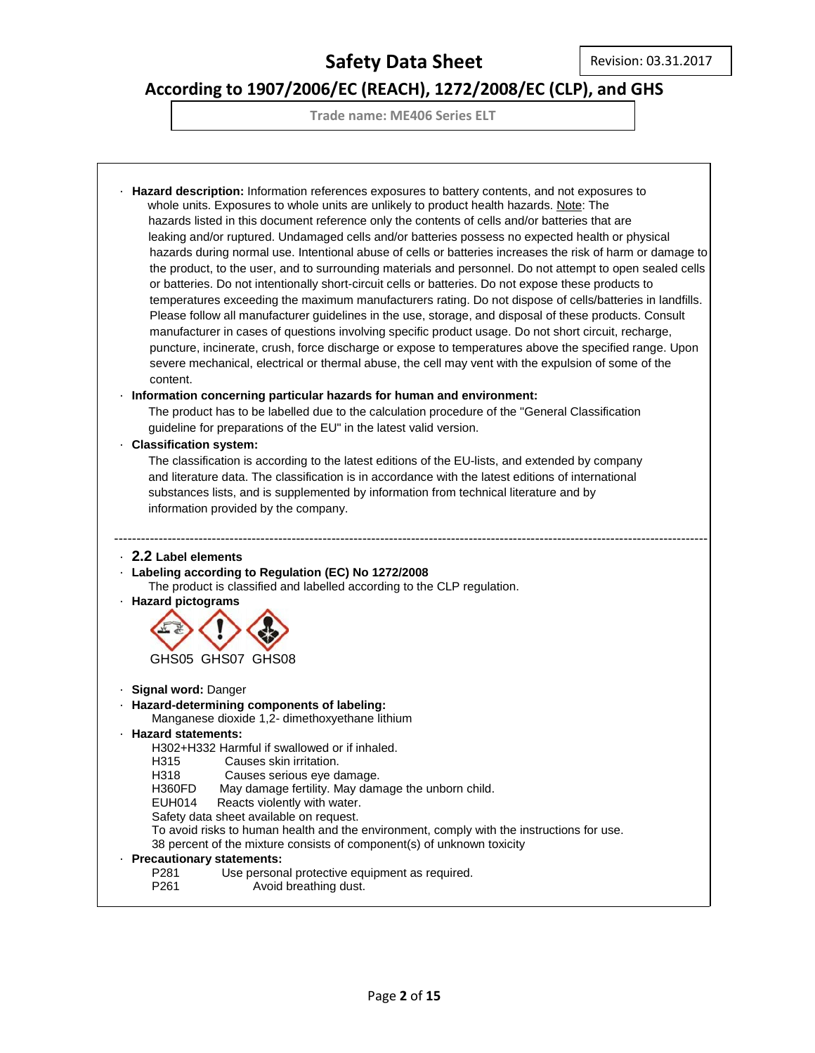· **Hazard description:** Information references exposures to battery contents, and not exposures to whole units. Exposures to whole units are unlikely to product health hazards. Note: The hazards listed in this document reference only the contents of cells and/or batteries that are leaking and/or ruptured. Undamaged cells and/or batteries possess no expected health or physical hazards during normal use. Intentional abuse of cells or batteries increases the risk of harm or damage to the product, to the user, and to surrounding materials and personnel. Do not attempt to open sealed cells or batteries. Do not intentionally short-circuit cells or batteries. Do not expose these products to temperatures exceeding the maximum manufacturers rating. Do not dispose of cells/batteries in landfills. Please follow all manufacturer guidelines in the use, storage, and disposal of these products. Consult manufacturer in cases of questions involving specific product usage. Do not short circuit, recharge, puncture, incinerate, crush, force discharge or expose to temperatures above the specified range. Upon severe mechanical, electrical or thermal abuse, the cell may vent with the expulsion of some of the content.

· **Information concerning particular hazards for human and environment:**
The product has to be labelled due to the calculation procedure of the "General Classification guideline for preparations of the EU" in the latest valid version.

· **Classification system:**
The classification is according to the latest editions of the EU-lists, and extended by company and literature data. The classification is in accordance with the latest editions of international substances lists, and is supplemented by information from technical literature and by information provided by the company.

---

· **2.2 Label elements**

· **Labeling according to Regulation (EC) No 1272/2008**
The product is classified and labelled according to the CLP regulation.

· **Hazard pictograms**

GHS05 GHS07 GHS08

· **Signal word:** Danger

· **Hazard-determining components of labeling:**
Manganese dioxide 1,2- dimethoxyethane lithium

· **Hazard statements:**

H302+H332 Harmful if swallowed or if inhaled.
H315 Causes skin irritation.
H318 Causes serious eye damage.
H360FD May damage fertility. May damage the unborn child.
EUH014 Reacts violently with water.
Safety data sheet available on request.
To avoid risks to human health and the environment, comply with the instructions for use.
38 percent of the mixture consists of component(s) of unknown toxicity

· **Precautionary statements:**

P281 Use personal protective equipment as required.
P261 Avoid breathing dust.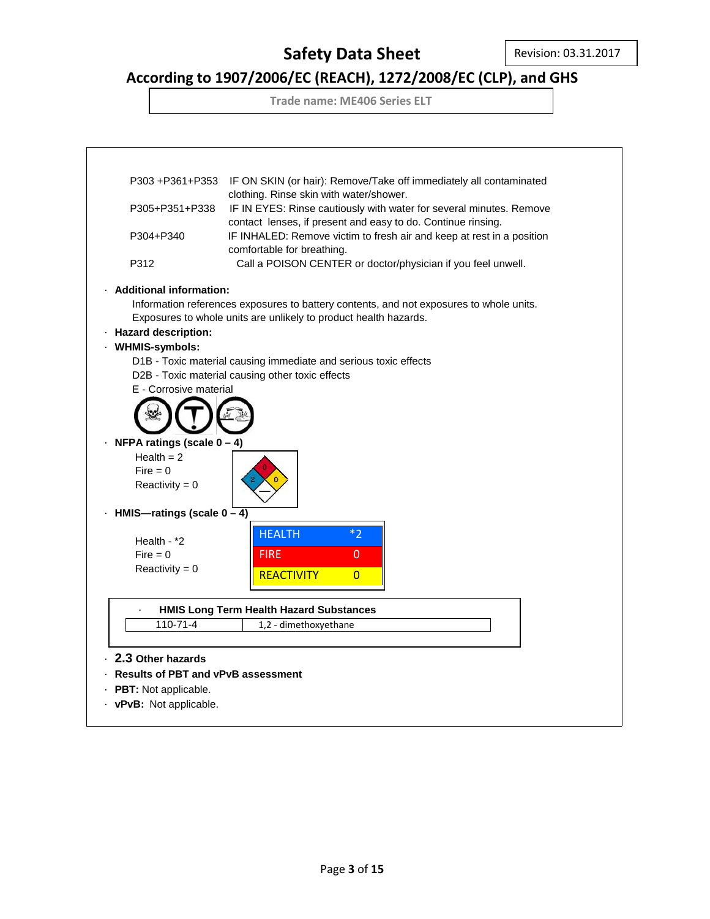# Safety Data Sheet

Revision: 03.31.2017

## According to 1907/2006/EC (REACH), 1272/2008/EC (CLP), and GHS

Trade name: ME406 Series ELT

| | |
|---|---|
| P303 +P361+P353 | IF ON SKIN (or hair): Remove/Take off immediately all contaminated clothing. Rinse skin with water/shower. |
| P305+P351+P338 | IF IN EYES: Rinse cautiously with water for several minutes. Remove contact lenses, if present and easy to do. Continue rinsing. |
| P304+P340 | IF INHALED: Remove victim to fresh air and keep at rest in a position comfortable for breathing. |
| P312 | Call a POISON CENTER or doctor/physician if you feel unwell. |

· **Additional information:**

Information references exposures to battery contents, and not exposures to whole units. Exposures to whole units are unlikely to product health hazards.

· **Hazard description:**

· **WHMIS-symbols:**

D1B - Toxic material causing immediate and serious toxic effects

D2B - Toxic material causing other toxic effects

E - Corrosive material

· **NFPA ratings (scale 0 – 4)**

Health = 2

Fire = 0

Reactivity = 0

· **HMIS—ratings (scale 0 – 4)**

Health - *2

Fire = 0

Reactivity = 0

| | |
|---|---|
| HEALTH | *2 |
| FIRE | 0 |
| REACTIVITY | 0 |

· **HMIS Long Term Health Hazard Substances**

| | |
|---|---|
| 110-71-4 | 1,2 - dimethoxyethane |

· **2.3 Other hazards**

· **Results of PBT and vPvB assessment**

· **PBT:** Not applicable.

· **vPvB:** Not applicable.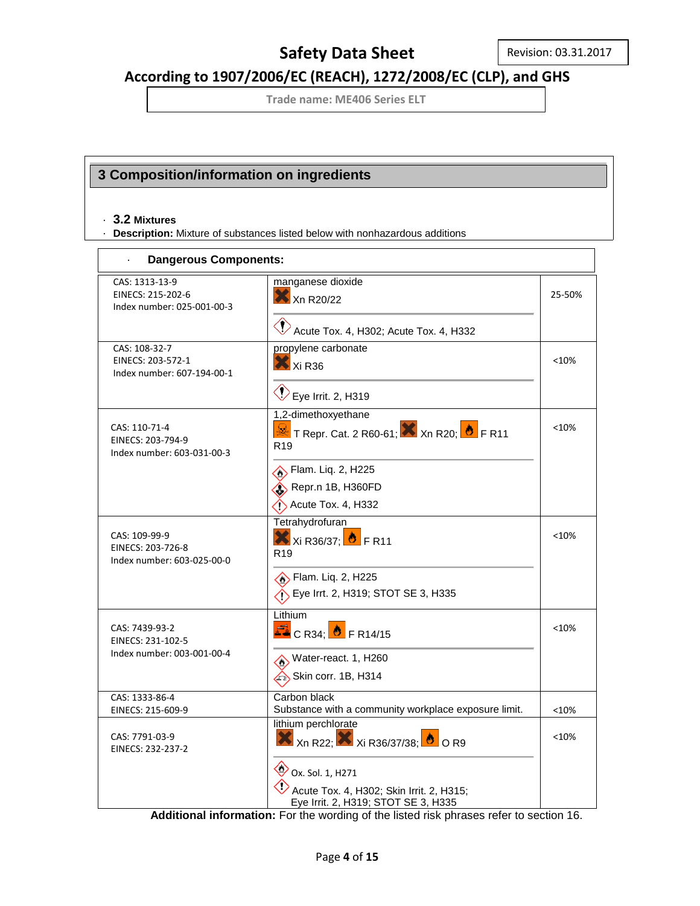## 3 Composition/information on ingredients

· **3.2 Mixtures**

· **Description:** Mixture of substances listed below with nonhazardous additions

| · **Dangerous Components:** | | |
|---|---|---|
| CAS: 1313-13-9<br>EINECS: 215-202-6<br>Index number: 025-001-00-3 | manganese dioxide<br>Xn R20/22<br>Acute Tox. 4, H302; Acute Tox. 4, H332 | 25-50% |
| CAS: 108-32-7<br>EINECS: 203-572-1<br>Index number: 607-194-00-1 | propylene carbonate<br>Xi R36<br>Eye Irrit. 2, H319 | <10% |
| CAS: 110-71-4<br>EINECS: 203-794-9<br>Index number: 603-031-00-3 | 1,2-dimethoxyethane<br>T Repr. Cat. 2 R60-61; Xn R20; F R11<br>R19<br>Flam. Liq. 2, H225<br>Repr.n 1B, H360FD<br>Acute Tox. 4, H332 | <10% |
| CAS: 109-99-9<br>EINECS: 203-726-8<br>Index number: 603-025-00-0 | Tetrahydrofuran<br>Xi R36/37; F R11<br>R19<br>Flam. Liq. 2, H225<br>Eye Irrt. 2, H319; STOT SE 3, H335 | <10% |
| CAS: 7439-93-2<br>EINECS: 231-102-5<br>Index number: 003-001-00-4 | Lithium<br>C R34; F R14/15<br>Water-react. 1, H260<br>Skin corr. 1B, H314 | <10% |
| CAS: 1333-86-4<br>EINECS: 215-609-9 | Carbon black<br>Substance with a community workplace exposure limit. | <10% |
| CAS: 7791-03-9<br>EINECS: 232-237-2 | lithium perchlorate<br>Xn R22; Xi R36/37/38; O R9<br>Ox. Sol. 1, H271<br>Acute Tox. 4, H302; Skin Irrit. 2, H315; Eye Irrit. 2, H319; STOT SE 3, H335 | <10% |

**Additional information:** For the wording of the listed risk phrases refer to section 16.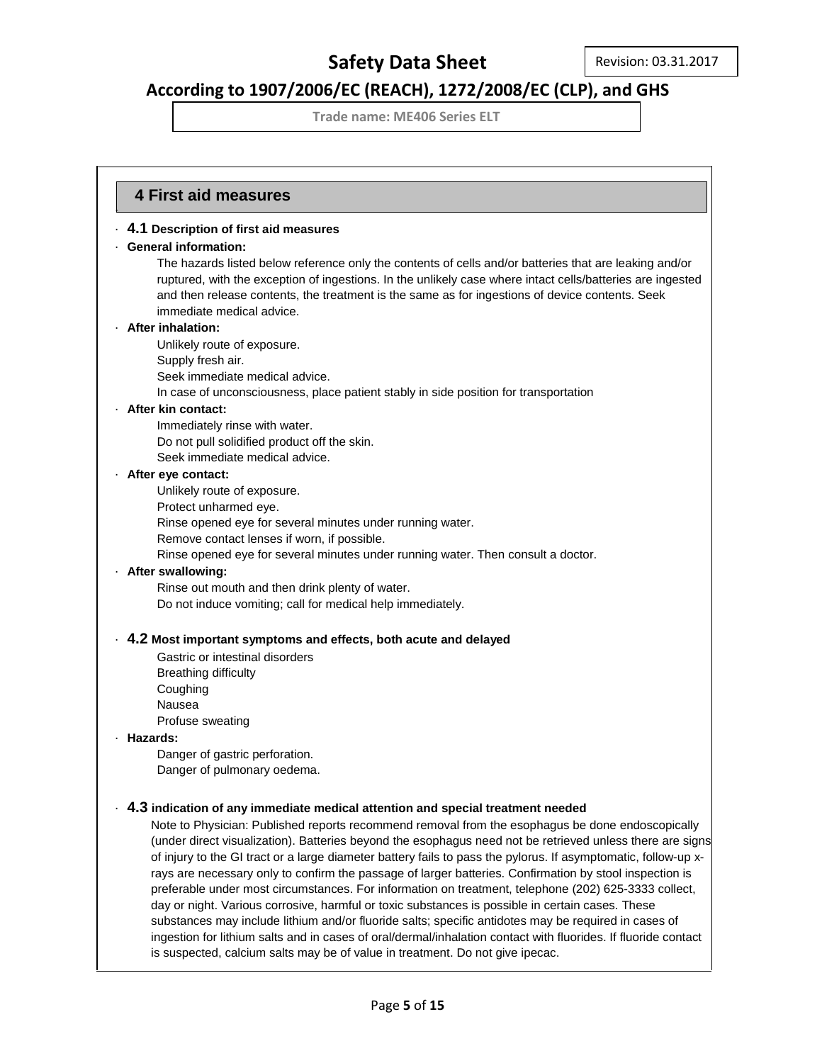## 4 First aid measures

· **4.1 Description of first aid measures**

· **General information:**

The hazards listed below reference only the contents of cells and/or batteries that are leaking and/or ruptured, with the exception of ingestions. In the unlikely case where intact cells/batteries are ingested and then release contents, the treatment is the same as for ingestions of device contents. Seek immediate medical advice.

· **After inhalation:**

Unlikely route of exposure.
Supply fresh air.
Seek immediate medical advice.
In case of unconsciousness, place patient stably in side position for transportation

· **After kin contact:**

Immediately rinse with water.
Do not pull solidified product off the skin.
Seek immediate medical advice.

· **After eye contact:**

Unlikely route of exposure.
Protect unharmed eye.
Rinse opened eye for several minutes under running water.
Remove contact lenses if worn, if possible.
Rinse opened eye for several minutes under running water. Then consult a doctor.

· **After swallowing:**

Rinse out mouth and then drink plenty of water.
Do not induce vomiting; call for medical help immediately.

· **4.2 Most important symptoms and effects, both acute and delayed**

Gastric or intestinal disorders
Breathing difficulty
Coughing
Nausea
Profuse sweating

· **Hazards:**

Danger of gastric perforation.
Danger of pulmonary oedema.

· **4.3 indication of any immediate medical attention and special treatment needed**

Note to Physician: Published reports recommend removal from the esophagus be done endoscopically (under direct visualization). Batteries beyond the esophagus need not be retrieved unless there are signs of injury to the GI tract or a large diameter battery fails to pass the pylorus. If asymptomatic, follow-up x-rays are necessary only to confirm the passage of larger batteries. Confirmation by stool inspection is preferable under most circumstances. For information on treatment, telephone (202) 625-3333 collect, day or night. Various corrosive, harmful or toxic substances is possible in certain cases. These substances may include lithium and/or fluoride salts; specific antidotes may be required in cases of ingestion for lithium salts and in cases of oral/dermal/inhalation contact with fluorides. If fluoride contact is suspected, calcium salts may be of value in treatment. Do not give ipecac.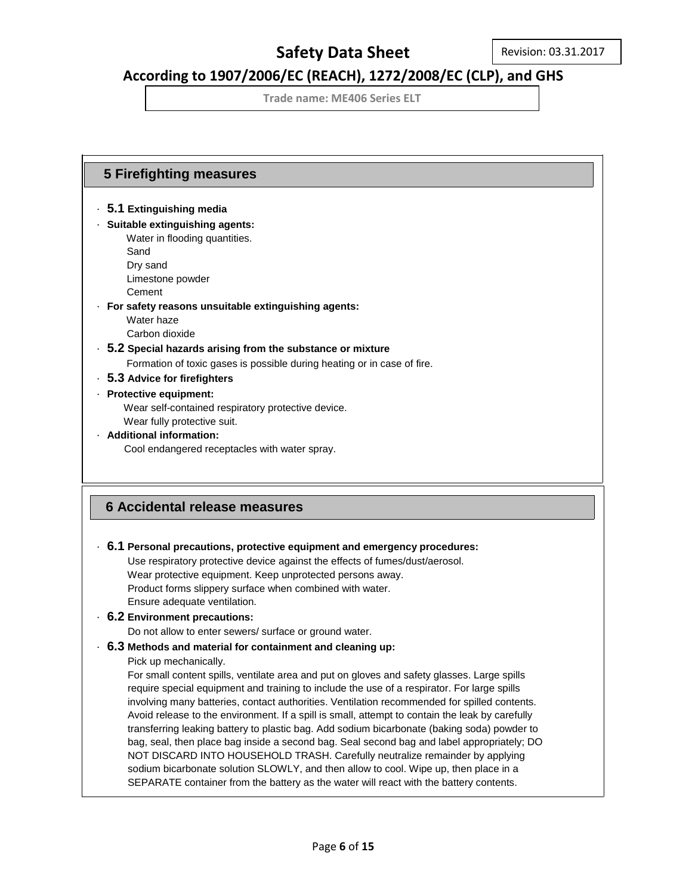## 5 Firefighting measures

- **5.1 Extinguishing media**
- **Suitable extinguishing agents:**
  Water in flooding quantities.
  Sand
  Dry sand
  Limestone powder
  Cement
- **For safety reasons unsuitable extinguishing agents:**
  Water haze
  Carbon dioxide
- **5.2 Special hazards arising from the substance or mixture**
  Formation of toxic gases is possible during heating or in case of fire.
- **5.3 Advice for firefighters**
- **Protective equipment:**
  Wear self-contained respiratory protective device.
  Wear fully protective suit.
- **Additional information:**
  Cool endangered receptacles with water spray.

## 6 Accidental release measures

- **6.1 Personal precautions, protective equipment and emergency procedures:**
  Use respiratory protective device against the effects of fumes/dust/aerosol.
  Wear protective equipment. Keep unprotected persons away.
  Product forms slippery surface when combined with water.
  Ensure adequate ventilation.
- **6.2 Environment precautions:**
  Do not allow to enter sewers/ surface or ground water.
- **6.3 Methods and material for containment and cleaning up:**
  Pick up mechanically.
  For small content spills, ventilate area and put on gloves and safety glasses. Large spills require special equipment and training to include the use of a respirator. For large spills involving many batteries, contact authorities. Ventilation recommended for spilled contents. Avoid release to the environment. If a spill is small, attempt to contain the leak by carefully transferring leaking battery to plastic bag. Add sodium bicarbonate (baking soda) powder to bag, seal, then place bag inside a second bag. Seal second bag and label appropriately; DO NOT DISCARD INTO HOUSEHOLD TRASH. Carefully neutralize remainder by applying sodium bicarbonate solution SLOWLY, and then allow to cool. Wipe up, then place in a SEPARATE container from the battery as the water will react with the battery contents.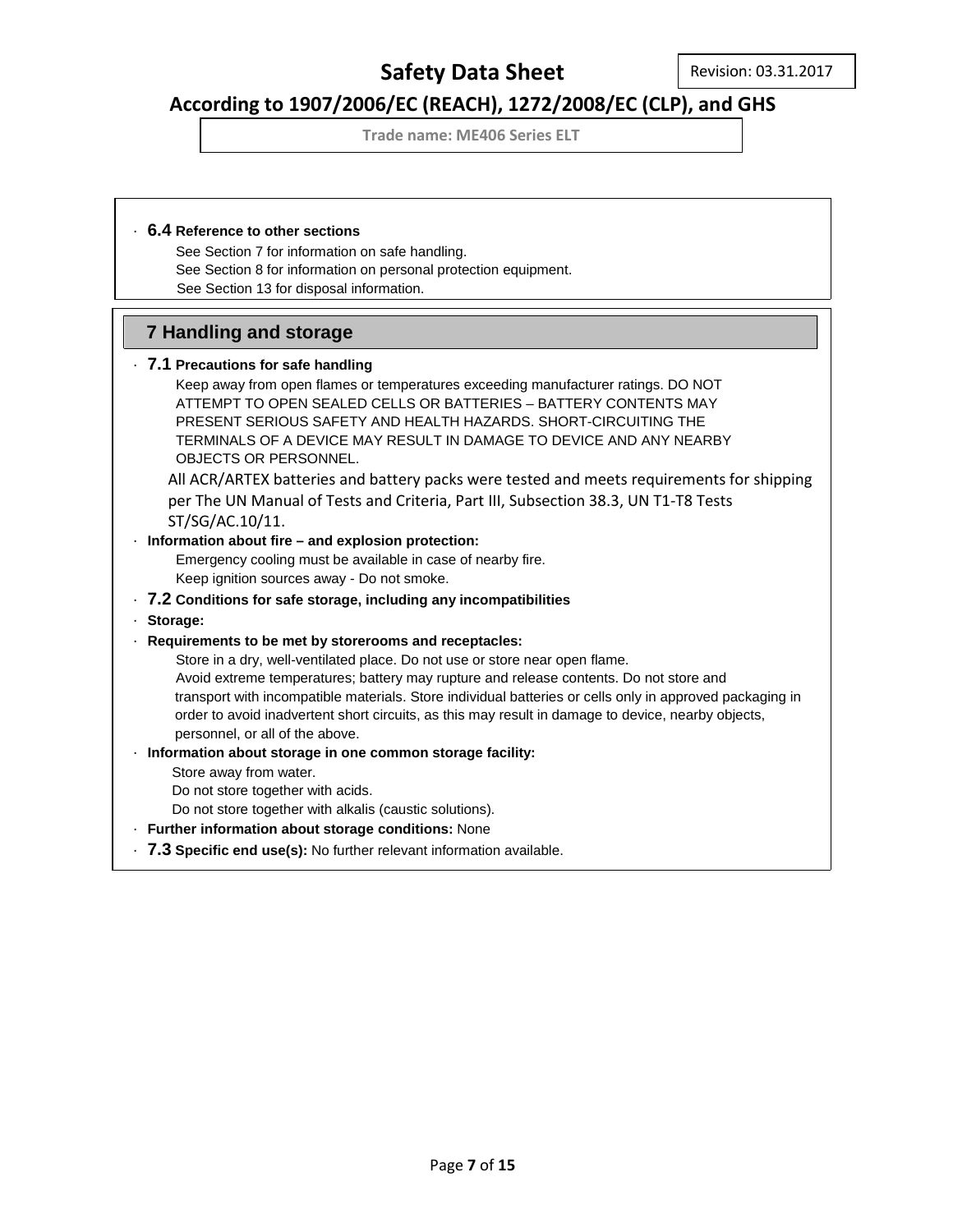· **6.4 Reference to other sections**

See Section 7 for information on safe handling.
See Section 8 for information on personal protection equipment.
See Section 13 for disposal information.

## 7 Handling and storage

· **7.1 Precautions for safe handling**

Keep away from open flames or temperatures exceeding manufacturer ratings. DO NOT ATTEMPT TO OPEN SEALED CELLS OR BATTERIES – BATTERY CONTENTS MAY PRESENT SERIOUS SAFETY AND HEALTH HAZARDS. SHORT-CIRCUITING THE TERMINALS OF A DEVICE MAY RESULT IN DAMAGE TO DEVICE AND ANY NEARBY OBJECTS OR PERSONNEL.

All ACR/ARTEX batteries and battery packs were tested and meets requirements for shipping per The UN Manual of Tests and Criteria, Part III, Subsection 38.3, UN T1-T8 Tests ST/SG/AC.10/11.

· **Information about fire – and explosion protection:**

Emergency cooling must be available in case of nearby fire.
Keep ignition sources away - Do not smoke.

· **7.2 Conditions for safe storage, including any incompatibilities**

· **Storage:**

· **Requirements to be met by storerooms and receptacles:**

Store in a dry, well-ventilated place. Do not use or store near open flame.
Avoid extreme temperatures; battery may rupture and release contents. Do not store and transport with incompatible materials. Store individual batteries or cells only in approved packaging in order to avoid inadvertent short circuits, as this may result in damage to device, nearby objects, personnel, or all of the above.

· **Information about storage in one common storage facility:**

Store away from water.
Do not store together with acids.
Do not store together with alkalis (caustic solutions).

· **Further information about storage conditions:** None

· **7.3 Specific end use(s):** No further relevant information available.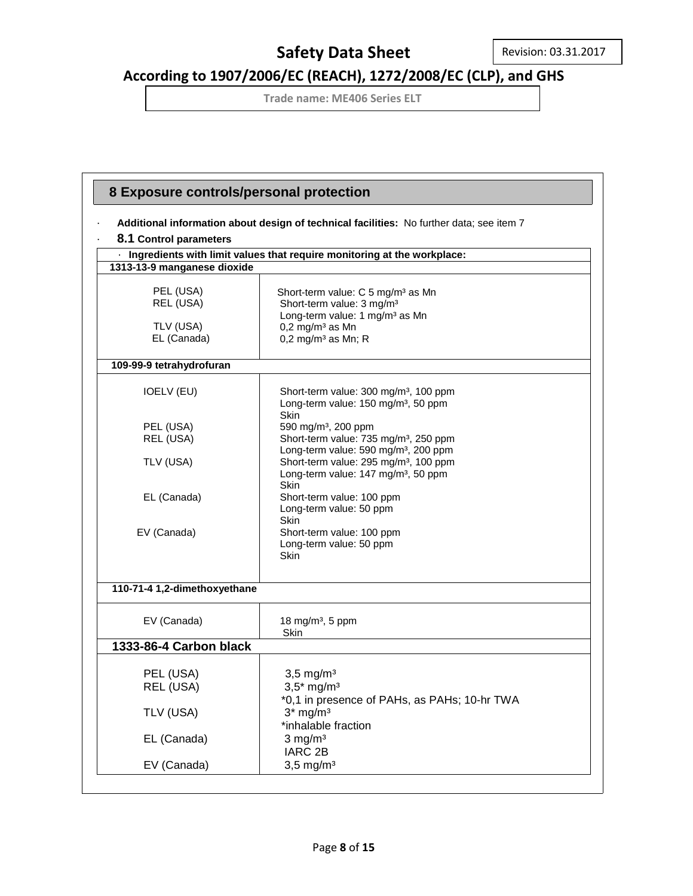## 8 Exposure controls/personal protection

· **Additional information about design of technical facilities:** No further data; see item 7

· **8.1 Control parameters**

| · **Ingredients with limit values that require monitoring at the workplace:** | |
|---|---|
| **1313-13-9 manganese dioxide** | |
| PEL (USA) | Short-term value: C 5 mg/m³ as Mn |
| REL (USA) | Short-term value: 3 mg/m³<br>Long-term value: 1 mg/m³ as Mn |
| TLV (USA) | 0,2 mg/m³ as Mn |
| EL (Canada) | 0,2 mg/m³ as Mn; R |
| **109-99-9 tetrahydrofuran** | |
| IOELV (EU) | Short-term value: 300 mg/m³, 100 ppm<br>Long-term value: 150 mg/m³, 50 ppm<br>Skin |
| PEL (USA) | 590 mg/m³, 200 ppm |
| REL (USA) | Short-term value: 735 mg/m³, 250 ppm<br>Long-term value: 590 mg/m³, 200 ppm |
| TLV (USA) | Short-term value: 295 mg/m³, 100 ppm<br>Long-term value: 147 mg/m³, 50 ppm<br>Skin |
| EL (Canada) | Short-term value: 100 ppm<br>Long-term value: 50 ppm<br>Skin |
| EV (Canada) | Short-term value: 100 ppm<br>Long-term value: 50 ppm<br>Skin |
| **110-71-4 1,2-dimethoxyethane** | |
| EV (Canada) | 18 mg/m³, 5 ppm<br>Skin |
| **1333-86-4 Carbon black** | |
| PEL (USA) | 3,5 mg/m³ |
| REL (USA) | 3,5* mg/m³<br>*0,1 in presence of PAHs, as PAHs; 10-hr TWA |
| TLV (USA) | 3* mg/m³<br>*inhalable fraction |
| EL (Canada) | 3 mg/m³<br>IARC 2B |
| EV (Canada) | 3,5 mg/m³ |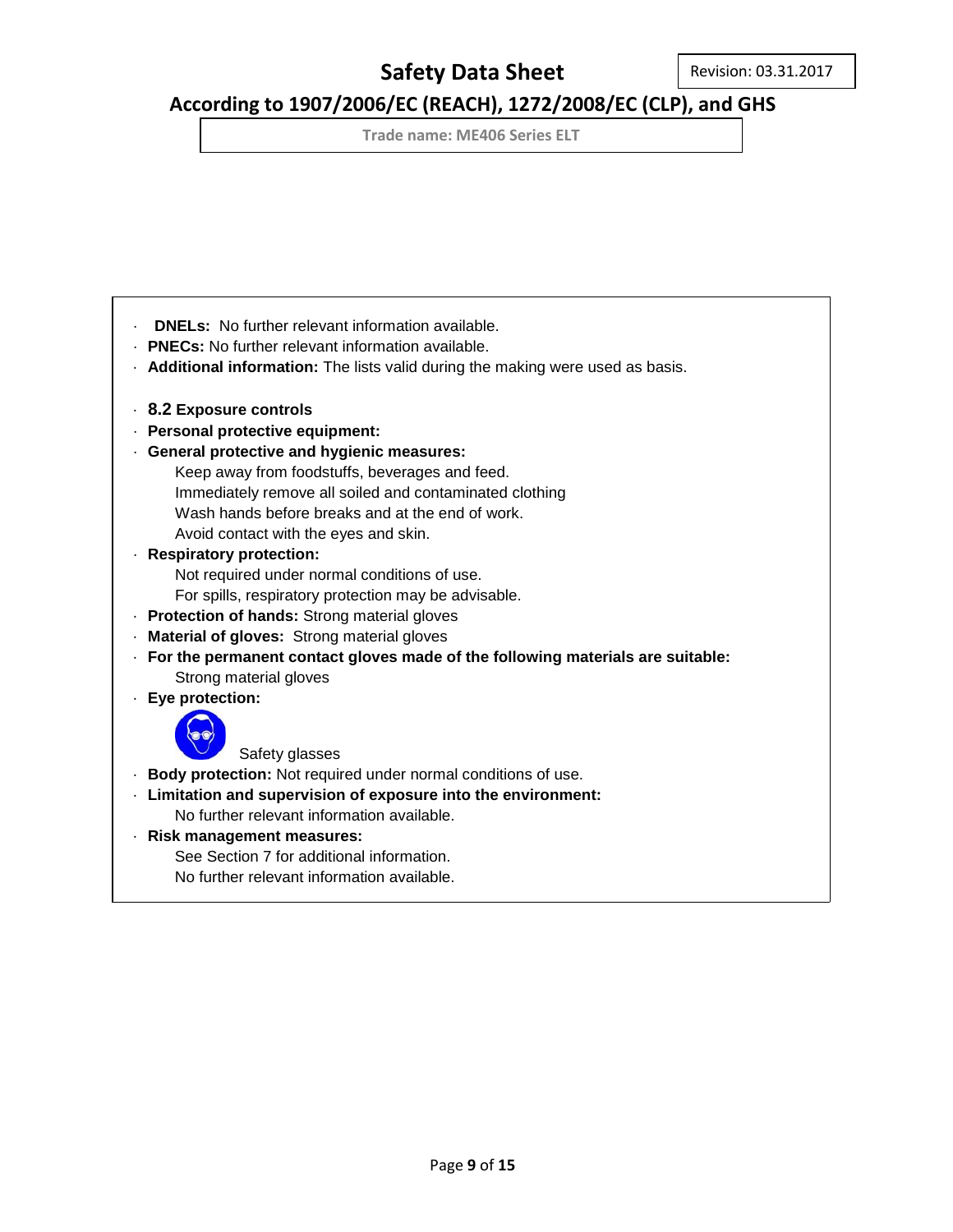- **DNELs:** No further relevant information available.
- **PNECs:** No further relevant information available.
- **Additional information:** The lists valid during the making were used as basis.

- **8.2 Exposure controls**
- **Personal protective equipment:**
- **General protective and hygienic measures:**
  Keep away from foodstuffs, beverages and feed.
  Immediately remove all soiled and contaminated clothing
  Wash hands before breaks and at the end of work.
  Avoid contact with the eyes and skin.
- **Respiratory protection:**
  Not required under normal conditions of use.
  For spills, respiratory protection may be advisable.
- **Protection of hands:** Strong material gloves
- **Material of gloves:** Strong material gloves
- **For the permanent contact gloves made of the following materials are suitable:**
  Strong material gloves
- **Eye protection:**
  Safety glasses
- **Body protection:** Not required under normal conditions of use.
- **Limitation and supervision of exposure into the environment:**
  No further relevant information available.
- **Risk management measures:**
  See Section 7 for additional information.
  No further relevant information available.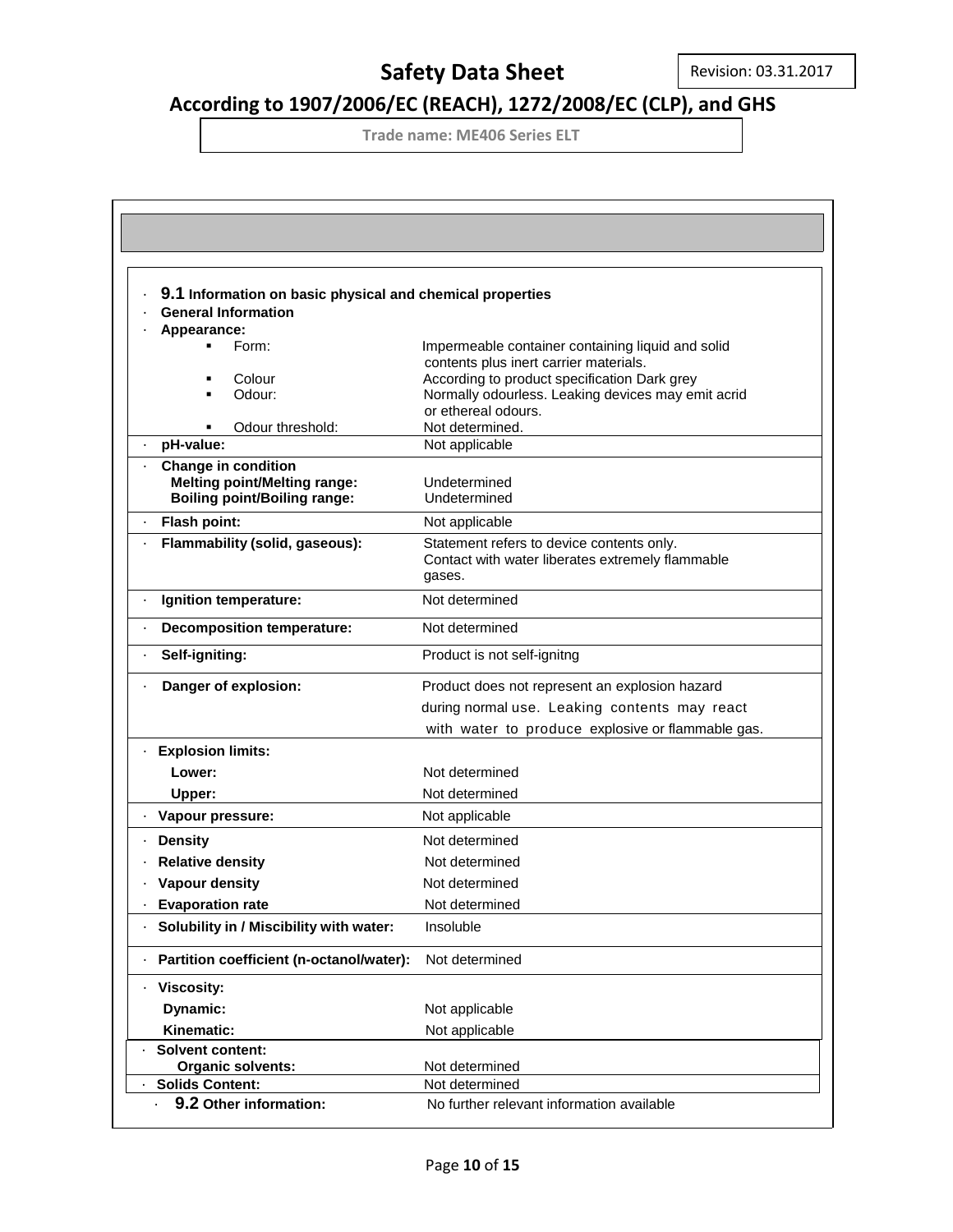## 9.1 Information on basic physical and chemical properties

**General Information**

**Appearance:**

| Property | Value |
|---|---|
| Form: | Impermeable container containing liquid and solid contents plus inert carrier materials. |
| Colour | According to product specification Dark grey |
| Odour: | Normally odourless. Leaking devices may emit acrid or ethereal odours. |
| Odour threshold: | Not determined. |
| **pH-value:** | Not applicable |
| **Change in condition** | |
| **Melting point/Melting range:** | Undetermined |
| **Boiling point/Boiling range:** | Undetermined |
| **Flash point:** | Not applicable |
| **Flammability (solid, gaseous):** | Statement refers to device contents only. Contact with water liberates extremely flammable gases. |
| **Ignition temperature:** | Not determined |
| **Decomposition temperature:** | Not determined |
| **Self-igniting:** | Product is not self-ignitng |
| **Danger of explosion:** | Product does not represent an explosion hazard during normal use. Leaking contents may react with water to produce explosive or flammable gas. |
| **Explosion limits:** | |
| **Lower:** | Not determined |
| **Upper:** | Not determined |
| **Vapour pressure:** | Not applicable |
| **Density** | Not determined |
| **Relative density** | Not determined |
| **Vapour density** | Not determined |
| **Evaporation rate** | Not determined |
| **Solubility in / Miscibility with water:** | Insoluble |
| **Partition coefficient (n-octanol/water):** | Not determined |
| **Viscosity:** | |
| **Dynamic:** | Not applicable |
| **Kinematic:** | Not applicable |
| **Solvent content:** | |
| **Organic solvents:** | Not determined |
| **Solids Content:** | Not determined |

## 9.2 Other information:

No further relevant information available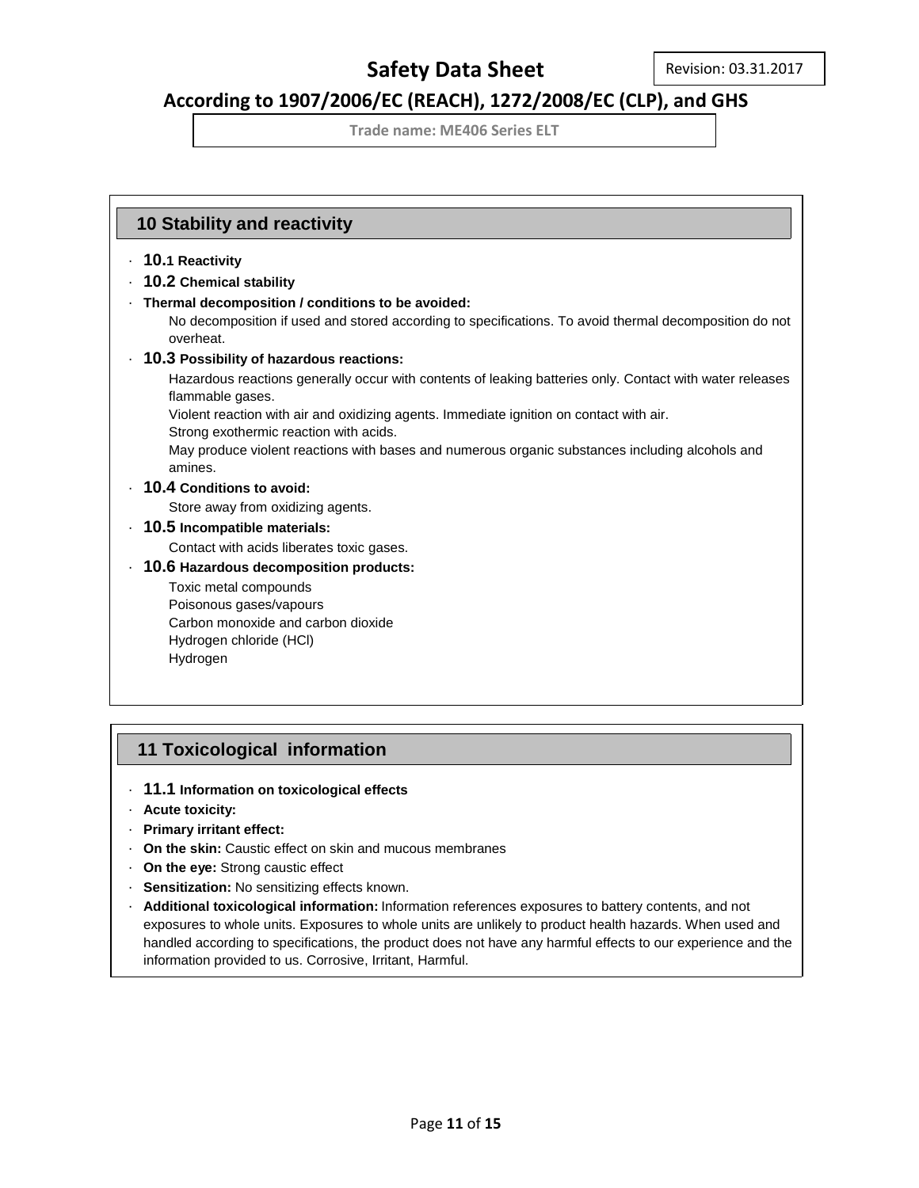## 10 Stability and reactivity

- **10.1 Reactivity**
- **10.2 Chemical stability**
- **Thermal decomposition / conditions to be avoided:**
  No decomposition if used and stored according to specifications. To avoid thermal decomposition do not overheat.
- **10.3 Possibility of hazardous reactions:**
  Hazardous reactions generally occur with contents of leaking batteries only. Contact with water releases flammable gases.
  Violent reaction with air and oxidizing agents. Immediate ignition on contact with air.
  Strong exothermic reaction with acids.
  May produce violent reactions with bases and numerous organic substances including alcohols and amines.
- **10.4 Conditions to avoid:**
  Store away from oxidizing agents.
- **10.5 Incompatible materials:**
  Contact with acids liberates toxic gases.
- **10.6 Hazardous decomposition products:**
  Toxic metal compounds
  Poisonous gases/vapours
  Carbon monoxide and carbon dioxide
  Hydrogen chloride (HCl)
  Hydrogen

## 11 Toxicological information

- **11.1 Information on toxicological effects**
- **Acute toxicity:**
- **Primary irritant effect:**
- **On the skin:** Caustic effect on skin and mucous membranes
- **On the eye:** Strong caustic effect
- **Sensitization:** No sensitizing effects known.
- **Additional toxicological information:** Information references exposures to battery contents, and not exposures to whole units. Exposures to whole units are unlikely to product health hazards. When used and handled according to specifications, the product does not have any harmful effects to our experience and the information provided to us. Corrosive, Irritant, Harmful.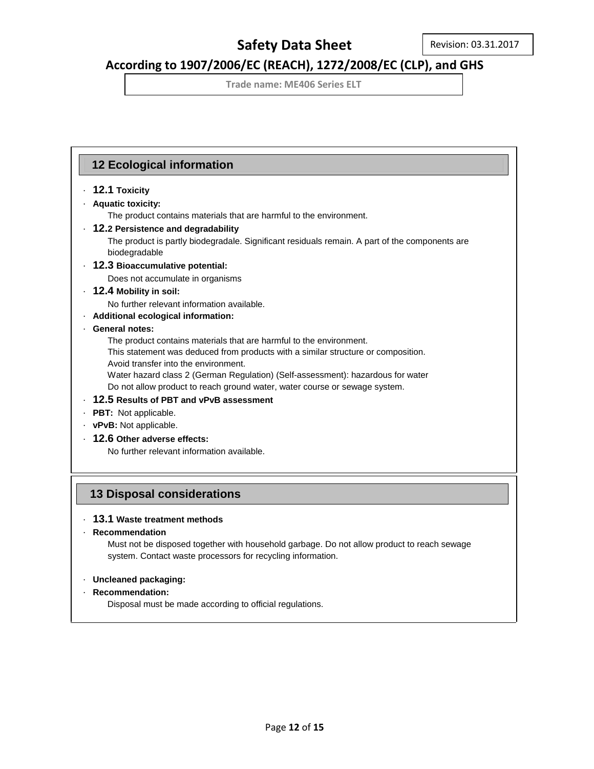## 12 Ecological information

- **12.1 Toxicity**
- **Aquatic toxicity:**
  The product contains materials that are harmful to the environment.
- **12.2 Persistence and degradability**
  The product is partly biodegradale. Significant residuals remain. A part of the components are biodegradable
- **12.3 Bioaccumulative potential:**
  Does not accumulate in organisms
- **12.4 Mobility in soil:**
  No further relevant information available.
- **Additional ecological information:**
- **General notes:**
  The product contains materials that are harmful to the environment.
  This statement was deduced from products with a similar structure or composition.
  Avoid transfer into the environment.
  Water hazard class 2 (German Regulation) (Self-assessment): hazardous for water
  Do not allow product to reach ground water, water course or sewage system.
- **12.5 Results of PBT and vPvB assessment**
- **PBT:** Not applicable.
- **vPvB:** Not applicable.
- **12.6 Other adverse effects:**
  No further relevant information available.

## 13 Disposal considerations

- **13.1 Waste treatment methods**
- **Recommendation**
  Must not be disposed together with household garbage. Do not allow product to reach sewage system. Contact waste processors for recycling information.

- **Uncleaned packaging:**
- **Recommendation:**
  Disposal must be made according to official regulations.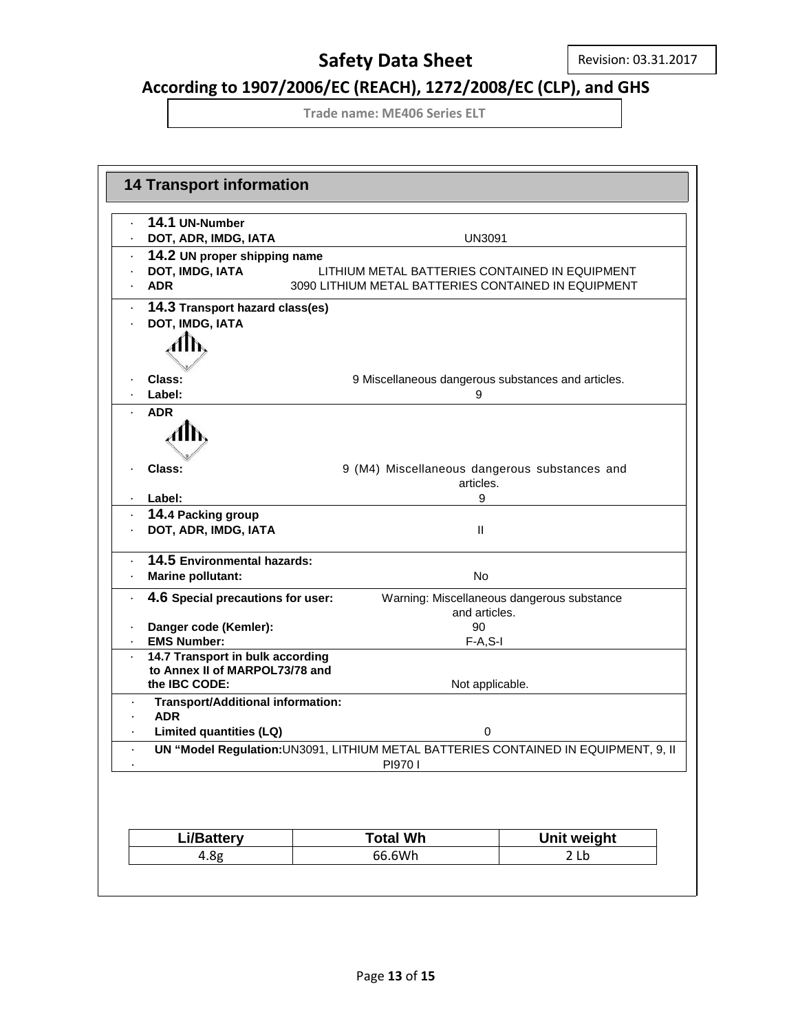Safety Data Sheet

Revision: 03.31.2017

According to 1907/2006/EC (REACH), 1272/2008/EC (CLP), and GHS

Trade name: ME406 Series ELT

## 14 Transport information

· **14.1 UN-Number**
· **DOT, ADR, IMDG, IATA** UN3091

· **14.2 UN proper shipping name**
· **DOT, IMDG, IATA** LITHIUM METAL BATTERIES CONTAINED IN EQUIPMENT
· **ADR** 3090 LITHIUM METAL BATTERIES CONTAINED IN EQUIPMENT

· **14.3 Transport hazard class(es)**
· **DOT, IMDG, IATA**

· **Class:** 9 Miscellaneous dangerous substances and articles.
· **Label:** 9

· **ADR**

· **Class:** 9 (M4) Miscellaneous dangerous substances and articles.
· **Label:** 9

· **14.4 Packing group**
· **DOT, ADR, IMDG, IATA** II

· **14.5 Environmental hazards:**
· **Marine pollutant:** No

· **4.6 Special precautions for user:** Warning: Miscellaneous dangerous substance and articles.
· **Danger code (Kemler):** 90
· **EMS Number:** F-A,S-I

· **14.7 Transport in bulk according to Annex II of MARPOL73/78 and the IBC CODE:** Not applicable.

· **Transport/Additional information:**
· **ADR**
· **Limited quantities (LQ)** 0

· **UN "Model Regulation:**UN3091, LITHIUM METAL BATTERIES CONTAINED IN EQUIPMENT, 9, II
· PI970 I

| Li/Battery | Total Wh | Unit weight |
|---|---|---|
| 4.8g | 66.6Wh | 2 Lb |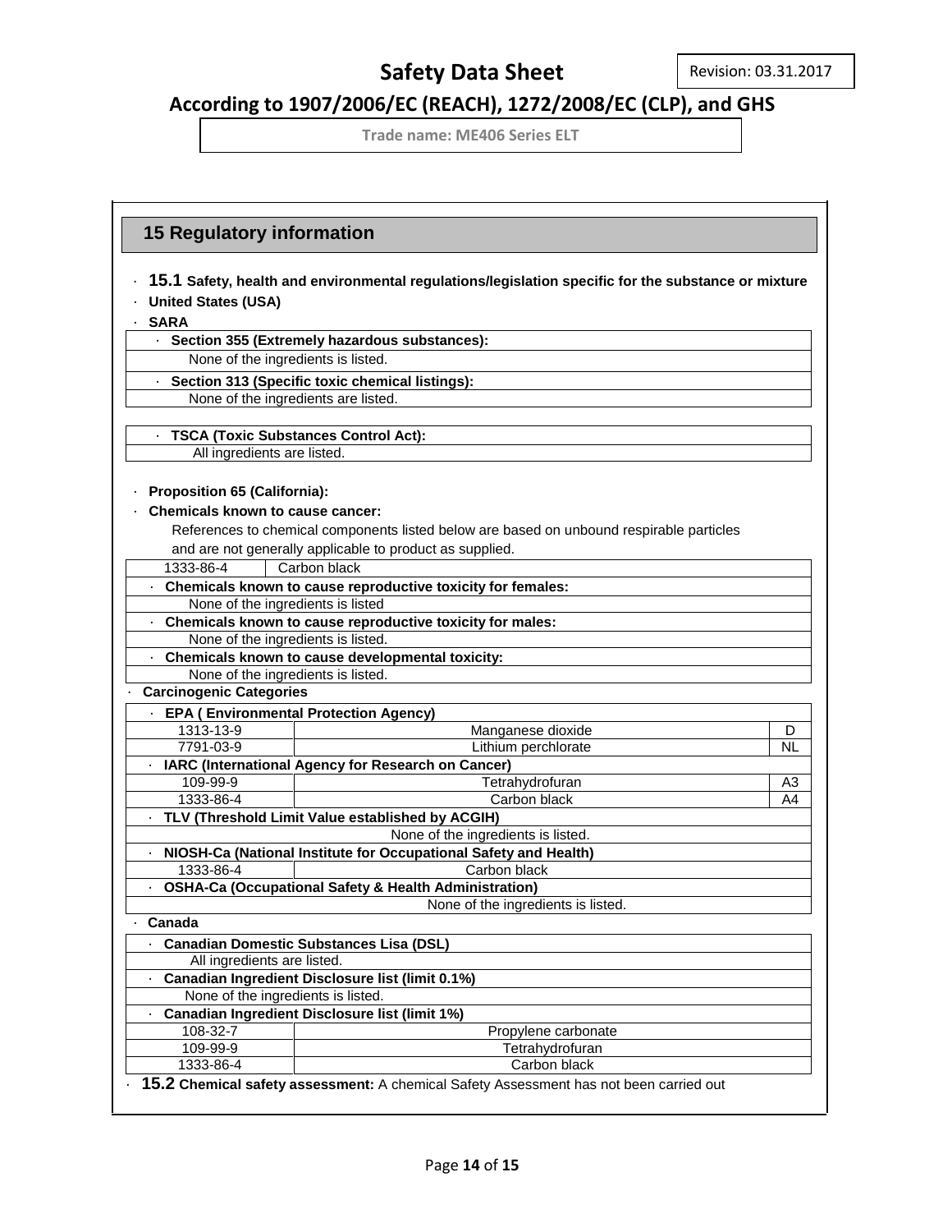## 15 Regulatory information

· **15.1 Safety, health and environmental regulations/legislation specific for the substance or mixture**

· **United States (USA)**

· **SARA**

| · **Section 355 (Extremely hazardous substances):** |
|---|
| None of the ingredients is listed. |
| · **Section 313 (Specific toxic chemical listings):** |
| None of the ingredients are listed. |

| · **TSCA (Toxic Substances Control Act):** |
|---|
| All ingredients are listed. |

· **Proposition 65 (California):**

· **Chemicals known to cause cancer:**

References to chemical components listed below are based on unbound respirable particles and are not generally applicable to product as supplied.

| 1333-86-4 | Carbon black |
|---|---|
| · **Chemicals known to cause reproductive toxicity for females:** | |
| None of the ingredients is listed | |
| · **Chemicals known to cause reproductive toxicity for males:** | |
| None of the ingredients is listed. | |
| · **Chemicals known to cause developmental toxicity:** | |
| None of the ingredients is listed. | |

· **Carcinogenic Categories**

| · **EPA ( Environmental Protection Agency)** | | |
|---|---|---|
| 1313-13-9 | Manganese dioxide | D |
| 7791-03-9 | Lithium perchlorate | NL |
| · **IARC (International Agency for Research on Cancer)** | | |
| 109-99-9 | Tetrahydrofuran | A3 |
| 1333-86-4 | Carbon black | A4 |
| · **TLV (Threshold Limit Value established by ACGIH)** | | |
| | None of the ingredients is listed. | |
| · **NIOSH-Ca (National Institute for Occupational Safety and Health)** | | |
| 1333-86-4 | Carbon black | |
| · **OSHA-Ca (Occupational Safety & Health Administration)** | | |
| | None of the ingredients is listed. | |

· **Canada**

| · **Canadian Domestic Substances Lisa (DSL)** | |
|---|---|
| All ingredients are listed. | |
| · **Canadian Ingredient Disclosure list (limit 0.1%)** | |
| None of the ingredients is listed. | |
| · **Canadian Ingredient Disclosure list (limit 1%)** | |
| 108-32-7 | Propylene carbonate |
| 109-99-9 | Tetrahydrofuran |
| 1333-86-4 | Carbon black |

· **15.2 Chemical safety assessment:** A chemical Safety Assessment has not been carried out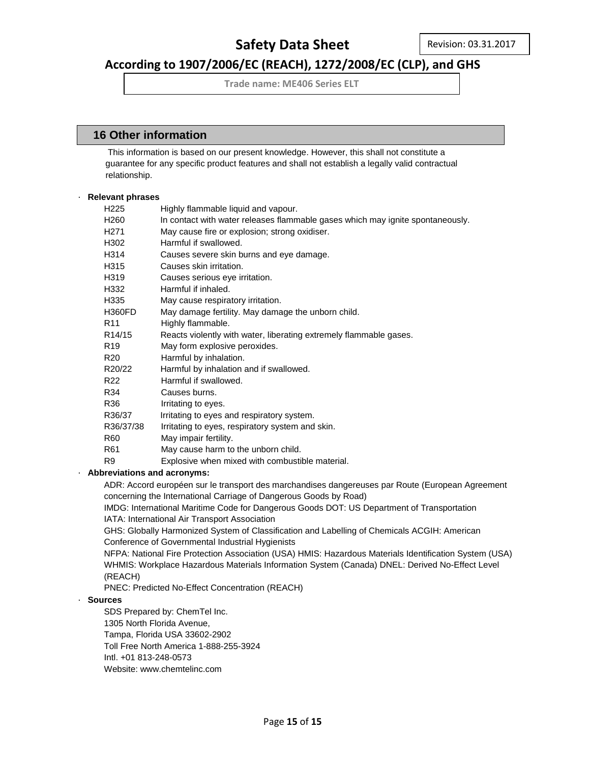## 16 Other information

This information is based on our present knowledge. However, this shall not constitute a guarantee for any specific product features and shall not establish a legally valid contractual relationship.

· **Relevant phrases**

| | |
|---|---|
| H225 | Highly flammable liquid and vapour. |
| H260 | In contact with water releases flammable gases which may ignite spontaneously. |
| H271 | May cause fire or explosion; strong oxidiser. |
| H302 | Harmful if swallowed. |
| H314 | Causes severe skin burns and eye damage. |
| H315 | Causes skin irritation. |
| H319 | Causes serious eye irritation. |
| H332 | Harmful if inhaled. |
| H335 | May cause respiratory irritation. |
| H360FD | May damage fertility. May damage the unborn child. |
| R11 | Highly flammable. |
| R14/15 | Reacts violently with water, liberating extremely flammable gases. |
| R19 | May form explosive peroxides. |
| R20 | Harmful by inhalation. |
| R20/22 | Harmful by inhalation and if swallowed. |
| R22 | Harmful if swallowed. |
| R34 | Causes burns. |
| R36 | Irritating to eyes. |
| R36/37 | Irritating to eyes and respiratory system. |
| R36/37/38 | Irritating to eyes, respiratory system and skin. |
| R60 | May impair fertility. |
| R61 | May cause harm to the unborn child. |
| R9 | Explosive when mixed with combustible material. |

· **Abbreviations and acronyms:**

ADR: Accord européen sur le transport des marchandises dangereuses par Route (European Agreement concerning the International Carriage of Dangerous Goods by Road)
IMDG: International Maritime Code for Dangerous Goods DOT: US Department of Transportation
IATA: International Air Transport Association
GHS: Globally Harmonized System of Classification and Labelling of Chemicals ACGIH: American Conference of Governmental Industrial Hygienists
NFPA: National Fire Protection Association (USA) HMIS: Hazardous Materials Identification System (USA)
WHMIS: Workplace Hazardous Materials Information System (Canada) DNEL: Derived No-Effect Level (REACH)
PNEC: Predicted No-Effect Concentration (REACH)

· **Sources**

SDS Prepared by: ChemTel Inc.
1305 North Florida Avenue,
Tampa, Florida USA 33602-2902
Toll Free North America 1-888-255-3924
Intl. +01 813-248-0573
Website: www.chemtelinc.com